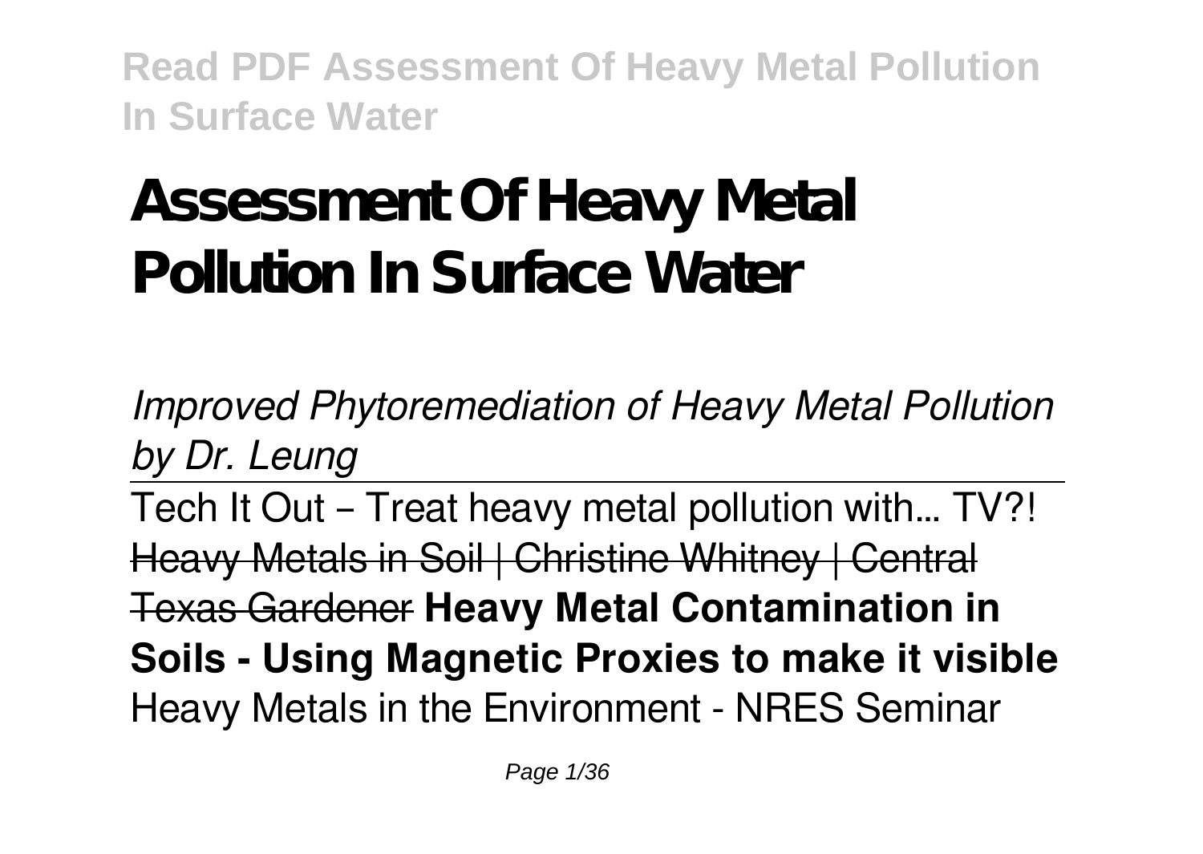# Assessment Of Heavy Metal Pollution In Surface Water

*Improved Phytoremediation of Heavy Metal Pollution by Dr. Leung*

Tech It Out – Treat heavy metal pollution with... TV?!

Heavy Metals in Soil | Christine Whitney | Central Texas Gardener

**Heavy Metal Contamination in Soils - Using Magnetic Proxies to make it visible**

Heavy Metals in the Environment - NRES Seminar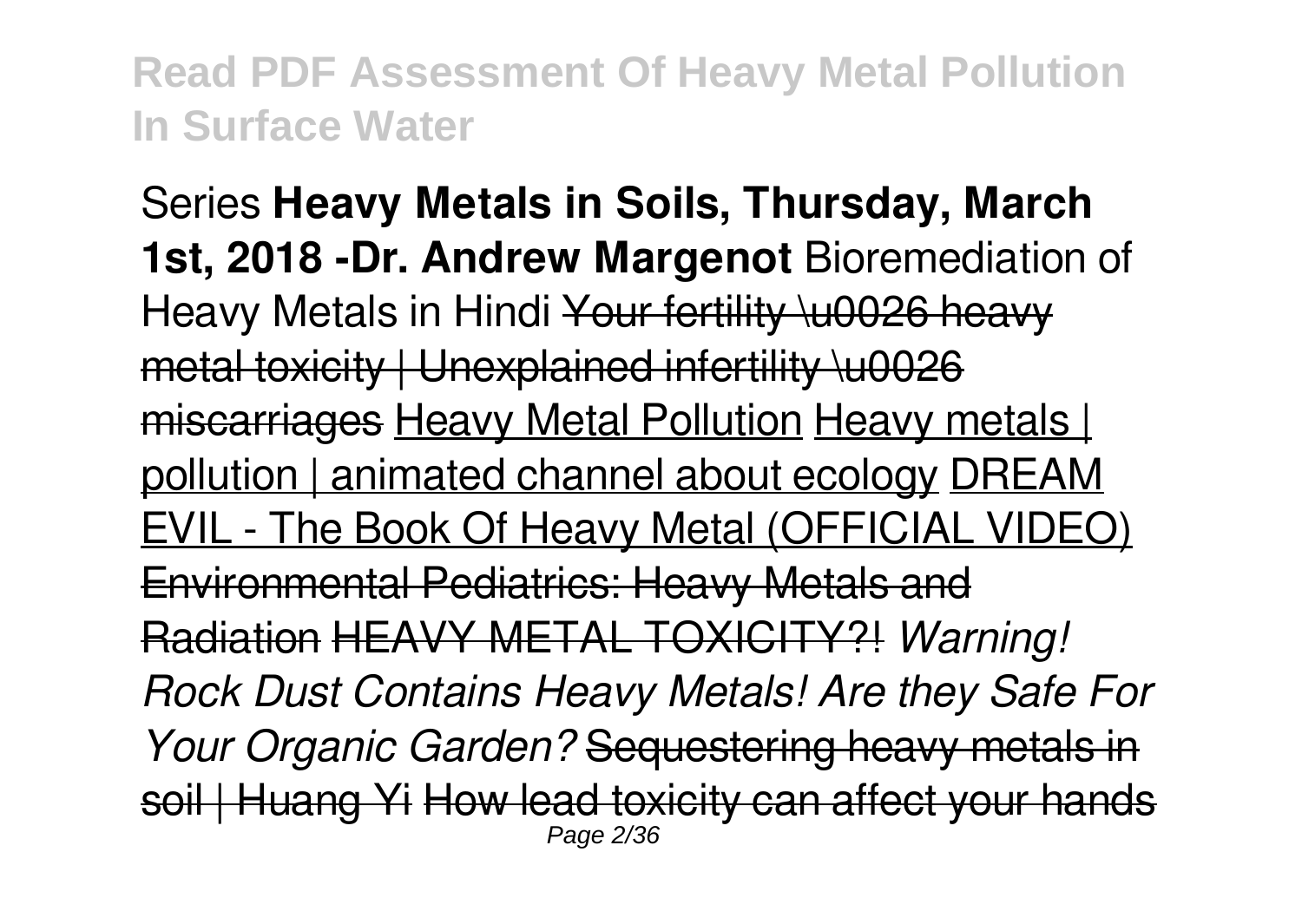Series **Heavy Metals in Soils, Thursday, March 1st, 2018 -Dr. Andrew Margenot** Bioremediation of Heavy Metals in Hindi ~~Your fertility \u0026 heavy metal toxicity | Unexplained infertility \u0026 miscarriages~~ Heavy Metal Pollution Heavy metals | pollution | animated channel about ecology DREAM EVIL - The Book Of Heavy Metal (OFFICIAL VIDEO) ~~Environmental Pediatrics: Heavy Metals and Radiation~~ ~~HEAVY METAL TOXICITY?!~~ *Warning! Rock Dust Contains Heavy Metals! Are they Safe For Your Organic Garden?* ~~Sequestering heavy metals in soil | Huang Yi~~ ~~How lead toxicity can affect your hands~~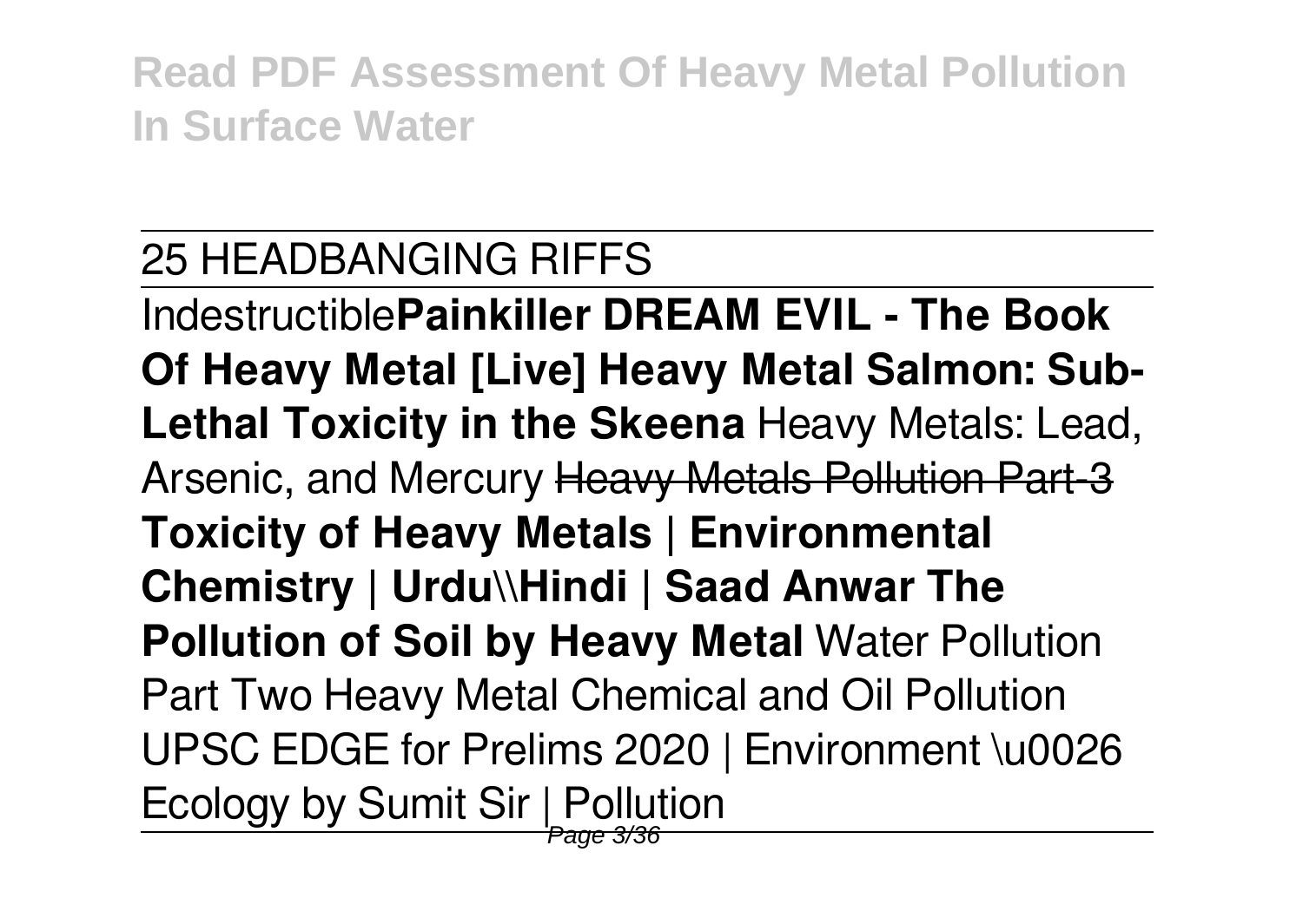25 HEADBANGING RIFFS

Indestructible**Painkiller DREAM EVIL - The Book Of Heavy Metal [Live] Heavy Metal Salmon: Sub-Lethal Toxicity in the Skeena** Heavy Metals: Lead, Arsenic, and Mercury ~~Heavy Metals Pollution Part-3~~ **Toxicity of Heavy Metals | Environmental Chemistry | Urdu\\Hindi | Saad Anwar The Pollution of Soil by Heavy Metal** Water Pollution Part Two Heavy Metal Chemical and Oil Pollution UPSC EDGE for Prelims 2020 | Environment \u0026 Ecology by Sumit Sir | Pollution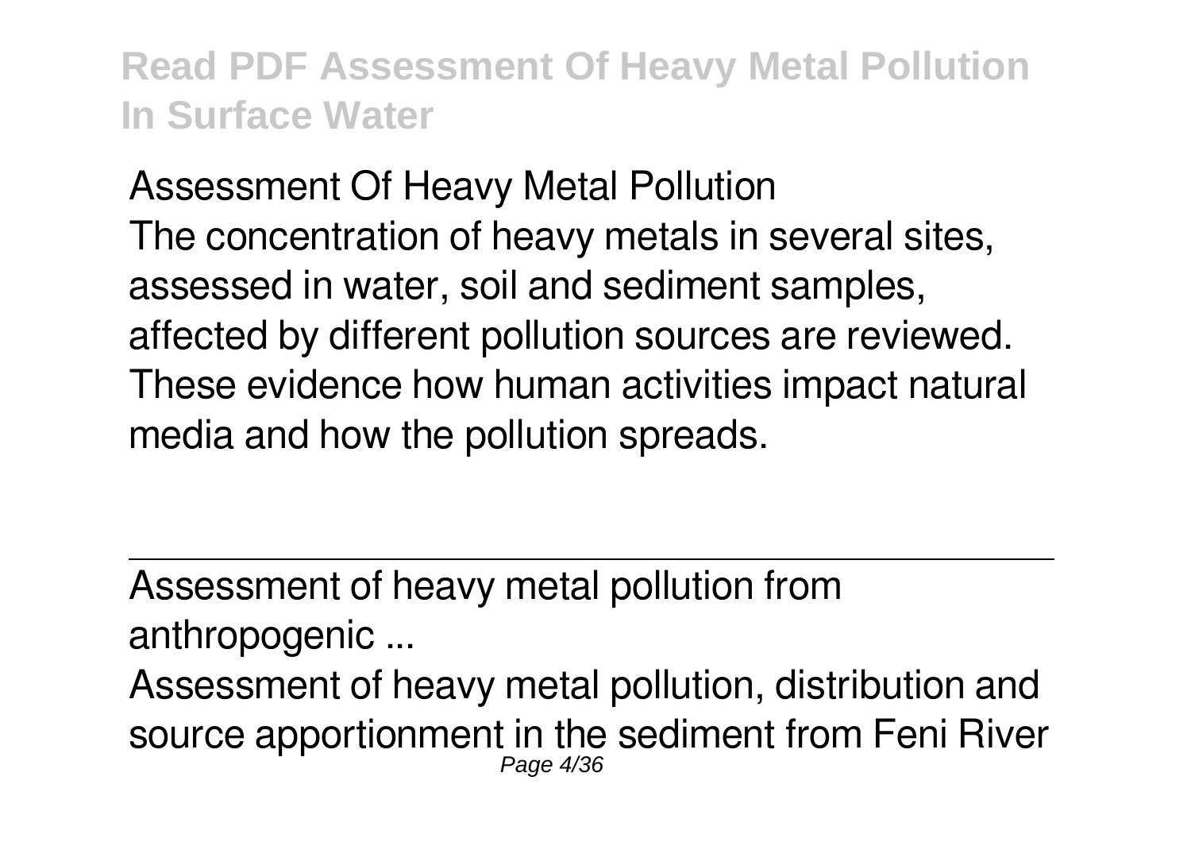Assessment Of Heavy Metal Pollution

The concentration of heavy metals in several sites, assessed in water, soil and sediment samples, affected by different pollution sources are reviewed. These evidence how human activities impact natural media and how the pollution spreads.

---

Assessment of heavy metal pollution from anthropogenic ...

Assessment of heavy metal pollution, distribution and source apportionment in the sediment from Feni River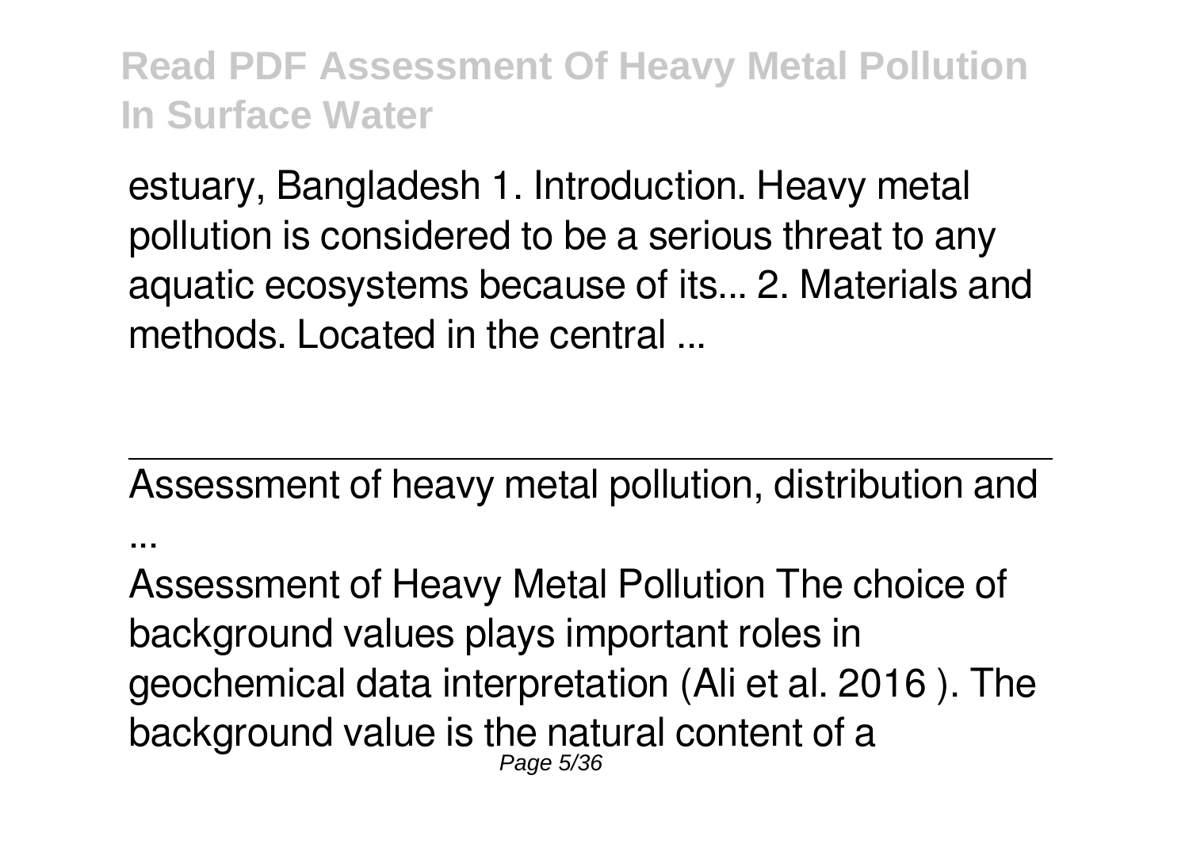estuary, Bangladesh 1. Introduction. Heavy metal pollution is considered to be a serious threat to any aquatic ecosystems because of its... 2. Materials and methods. Located in the central ...

Assessment of heavy metal pollution, distribution and ...

Assessment of Heavy Metal Pollution The choice of background values plays important roles in geochemical data interpretation (Ali et al. 2016 ). The background value is the natural content of a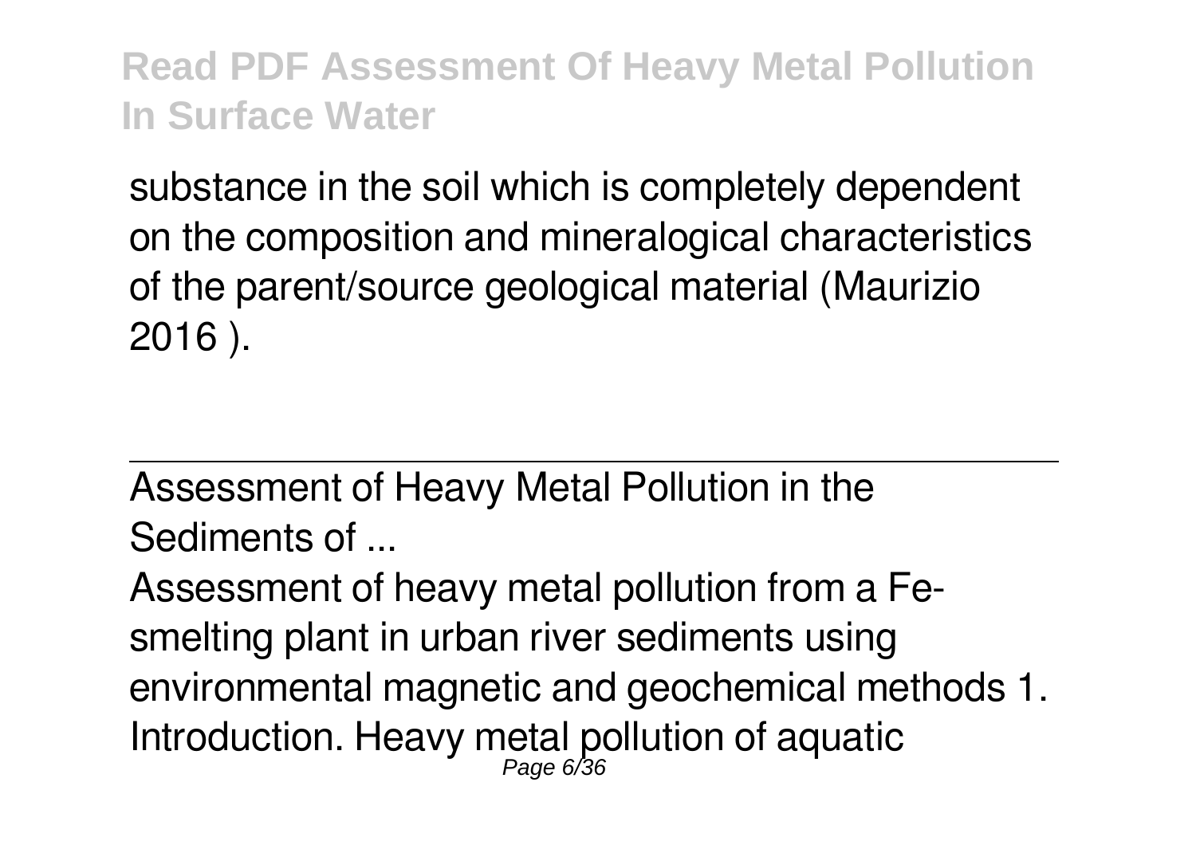substance in the soil which is completely dependent on the composition and mineralogical characteristics of the parent/source geological material (Maurizio 2016 ).

---

Assessment of Heavy Metal Pollution in the Sediments of ...

Assessment of heavy metal pollution from a Fe-smelting plant in urban river sediments using environmental magnetic and geochemical methods 1. Introduction. Heavy metal pollution of aquatic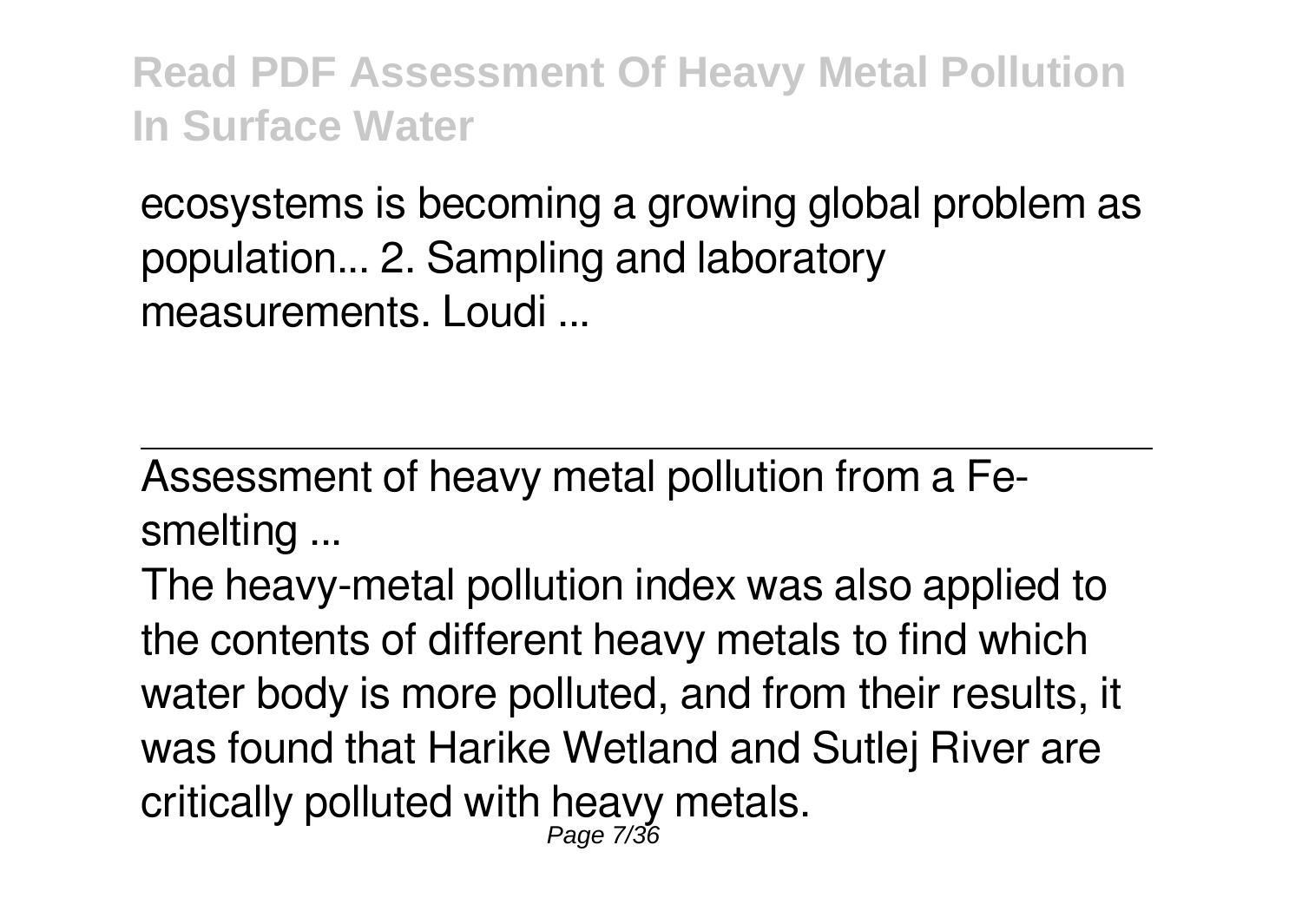ecosystems is becoming a growing global problem as population... 2. Sampling and laboratory measurements. Loudi ...

---

Assessment of heavy metal pollution from a Fe-smelting ...

The heavy-metal pollution index was also applied to the contents of different heavy metals to find which water body is more polluted, and from their results, it was found that Harike Wetland and Sutlej River are critically polluted with heavy metals.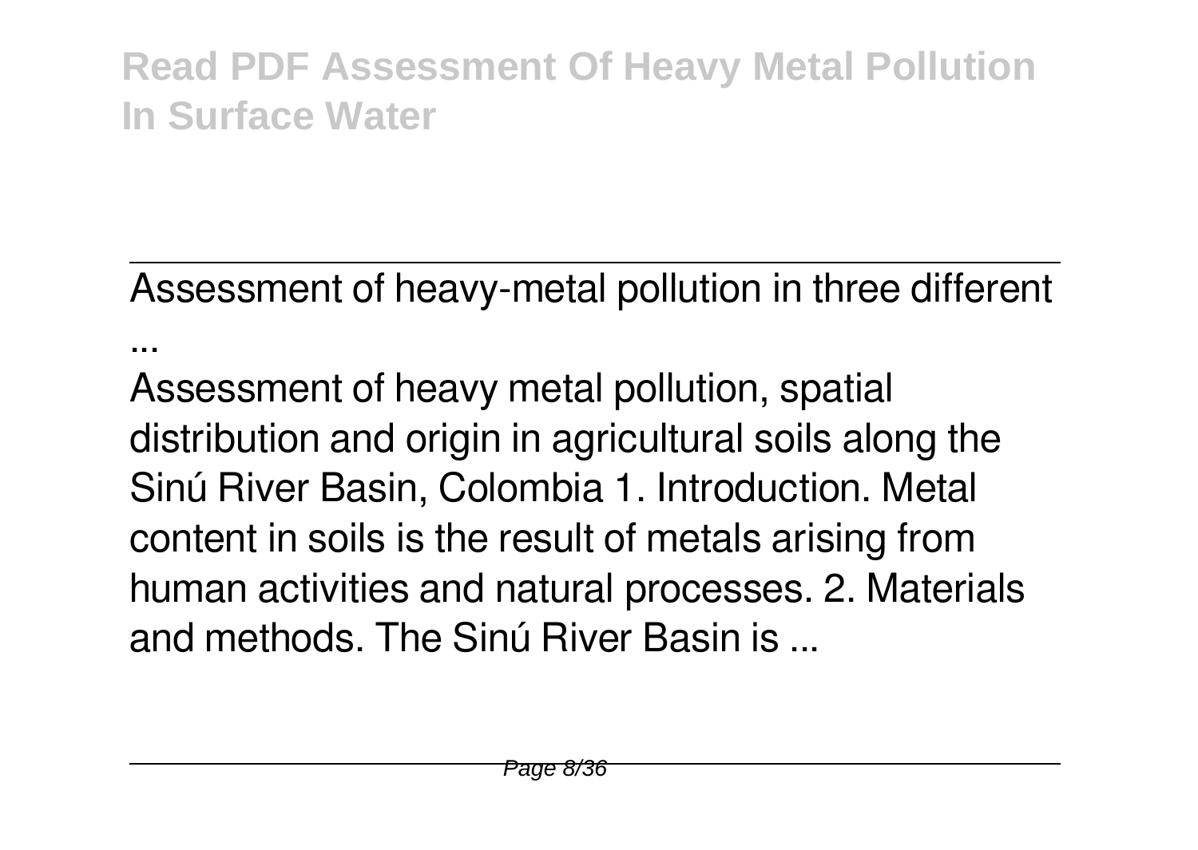Assessment of heavy-metal pollution in three different ...

Assessment of heavy metal pollution, spatial distribution and origin in agricultural soils along the Sinú River Basin, Colombia 1. Introduction. Metal content in soils is the result of metals arising from human activities and natural processes. 2. Materials and methods. The Sinú River Basin is ...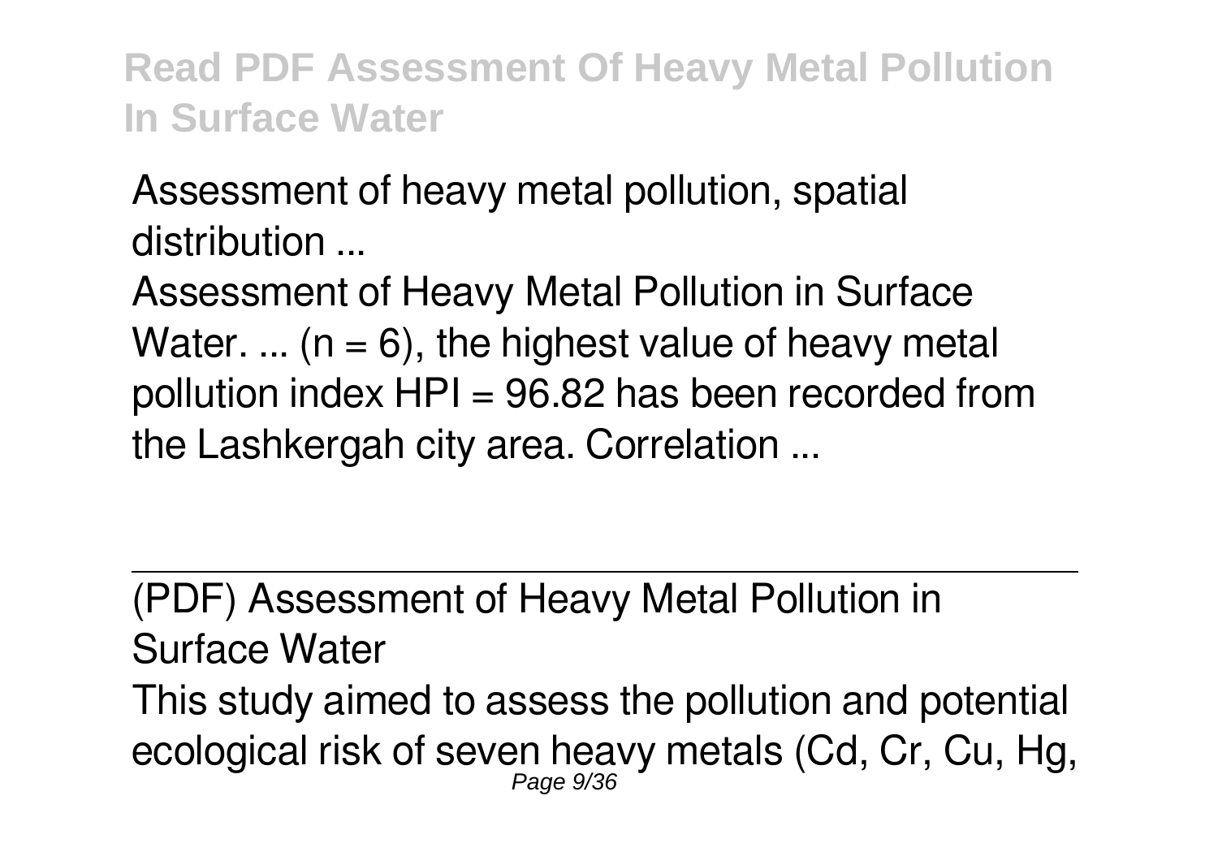Assessment of heavy metal pollution, spatial distribution ...

Assessment of Heavy Metal Pollution in Surface Water. ... ($n = 6$), the highest value of heavy metal pollution index HPI = 96.82 has been recorded from the Lashkergah city area. Correlation ...

(PDF) Assessment of Heavy Metal Pollution in Surface Water

This study aimed to assess the pollution and potential ecological risk of seven heavy metals (Cd, Cr, Cu, Hg,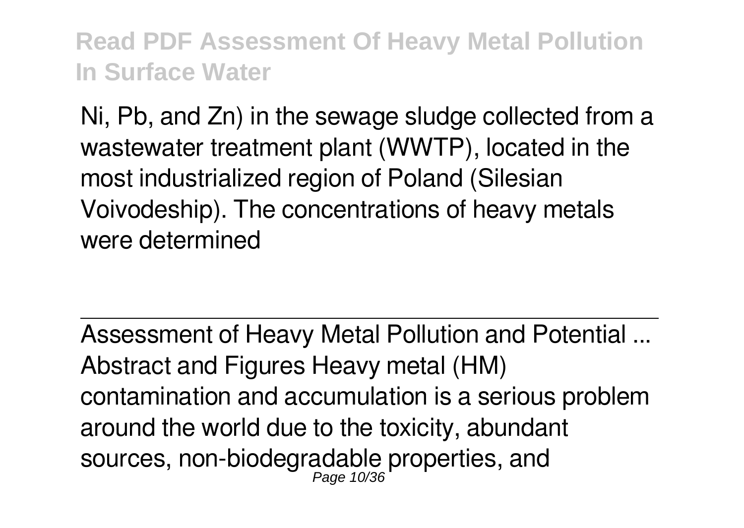Ni, Pb, and Zn) in the sewage sludge collected from a wastewater treatment plant (WWTP), located in the most industrialized region of Poland (Silesian Voivodeship). The concentrations of heavy metals were determined

---

Assessment of Heavy Metal Pollution and Potential ...

Abstract and Figures Heavy metal (HM) contamination and accumulation is a serious problem around the world due to the toxicity, abundant sources, non-biodegradable properties, and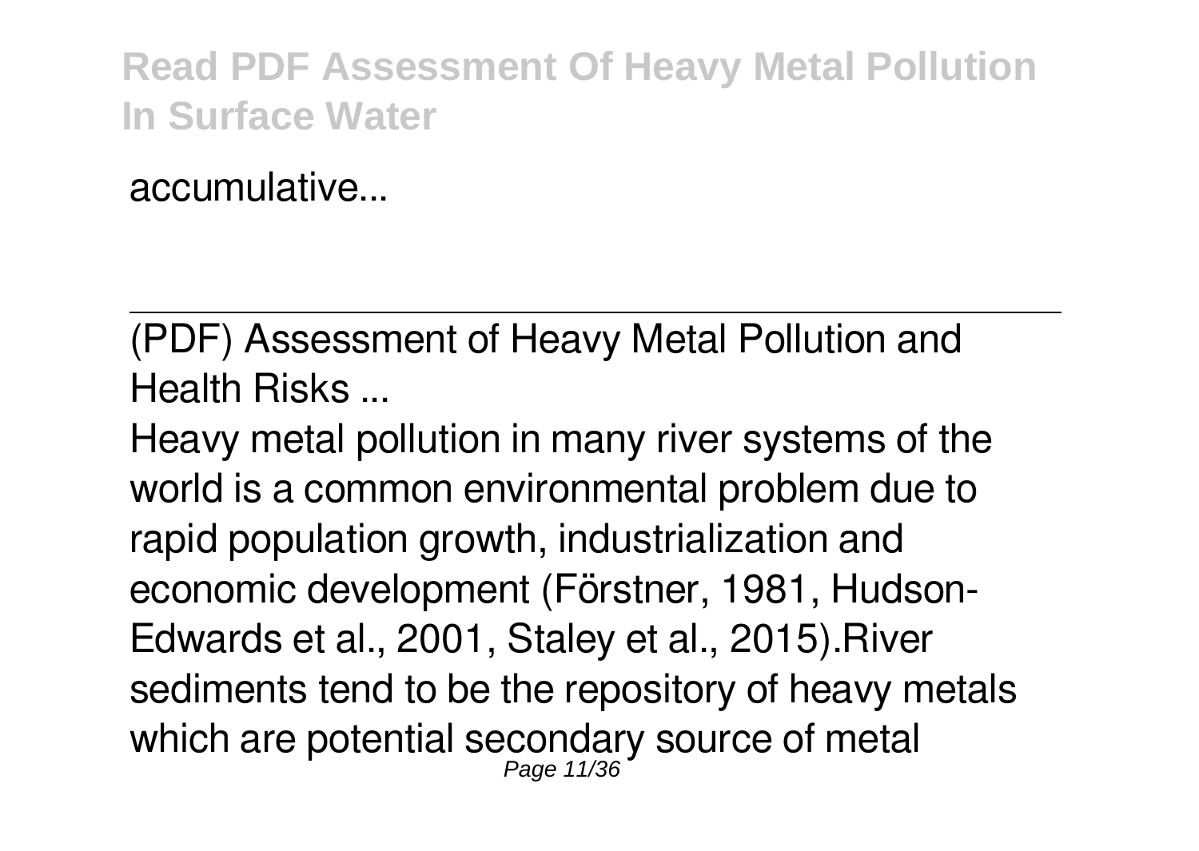accumulative...

---

(PDF) Assessment of Heavy Metal Pollution and Health Risks ...

Heavy metal pollution in many river systems of the world is a common environmental problem due to rapid population growth, industrialization and economic development (Förstner, 1981, Hudson-Edwards et al., 2001, Staley et al., 2015).River sediments tend to be the repository of heavy metals which are potential secondary source of metal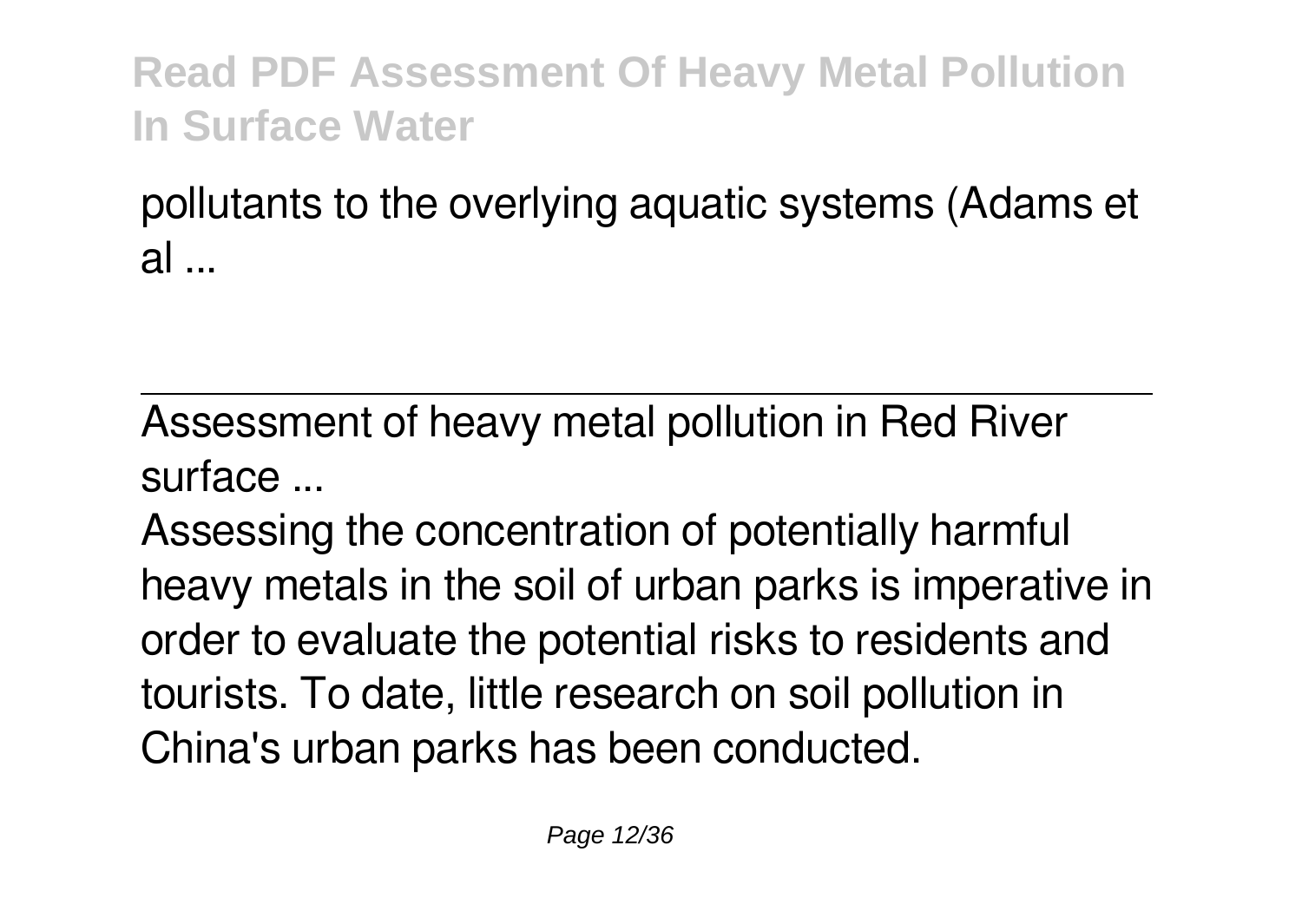pollutants to the overlying aquatic systems (Adams et al ...

Assessment of heavy metal pollution in Red River surface ...

Assessing the concentration of potentially harmful heavy metals in the soil of urban parks is imperative in order to evaluate the potential risks to residents and tourists. To date, little research on soil pollution in China's urban parks has been conducted.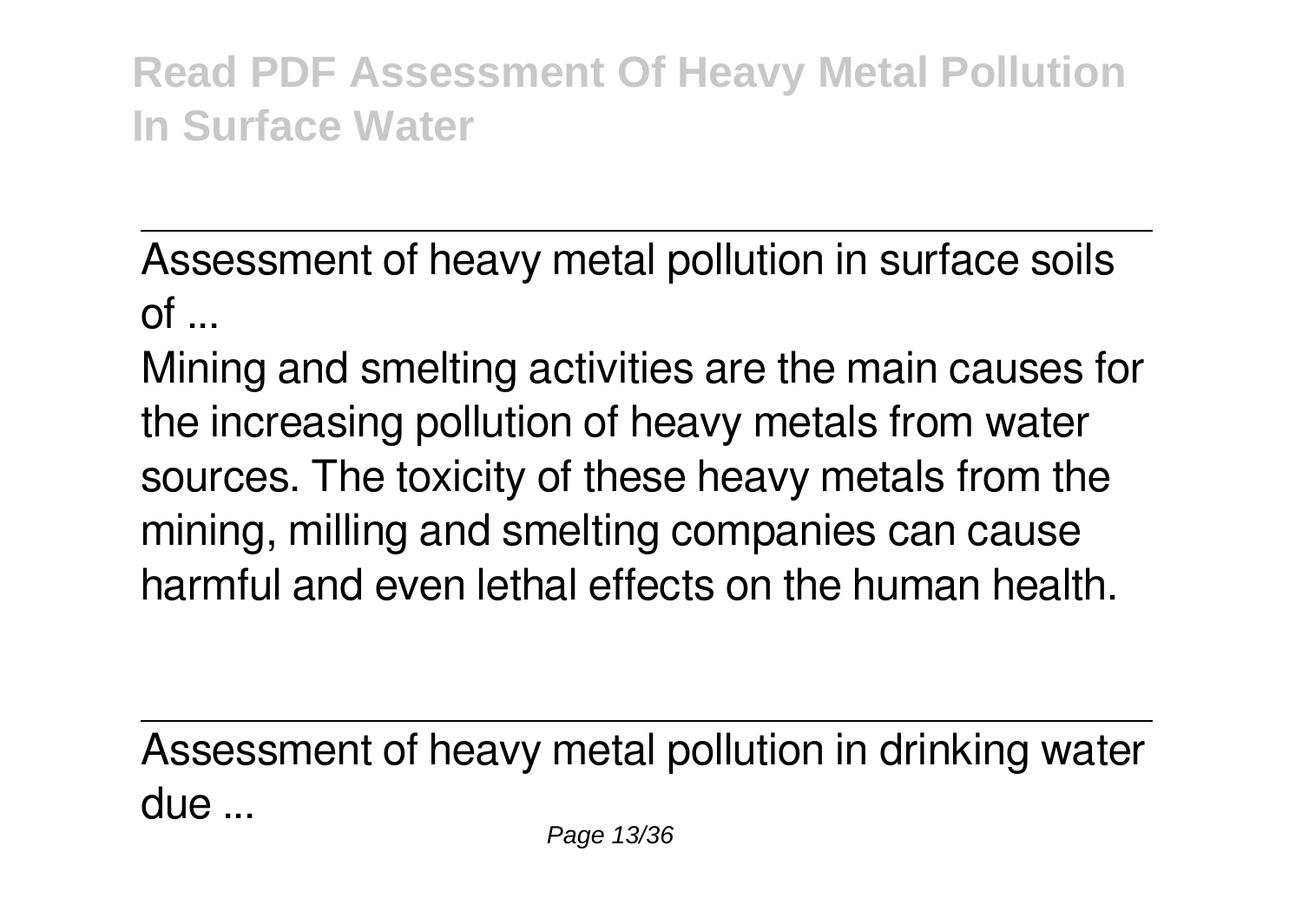Assessment of heavy metal pollution in surface soils of ...

Mining and smelting activities are the main causes for the increasing pollution of heavy metals from water sources. The toxicity of these heavy metals from the mining, milling and smelting companies can cause harmful and even lethal effects on the human health.

Assessment of heavy metal pollution in drinking water due ...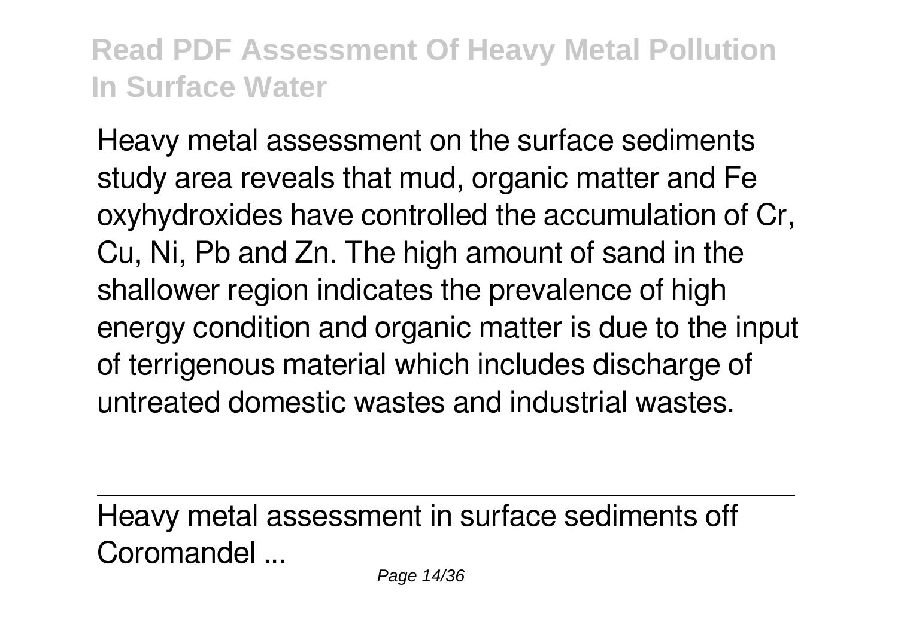Heavy metal assessment on the surface sediments study area reveals that mud, organic matter and Fe oxyhydroxides have controlled the accumulation of Cr, Cu, Ni, Pb and Zn. The high amount of sand in the shallower region indicates the prevalence of high energy condition and organic matter is due to the input of terrigenous material which includes discharge of untreated domestic wastes and industrial wastes.

---

Heavy metal assessment in surface sediments off Coromandel ...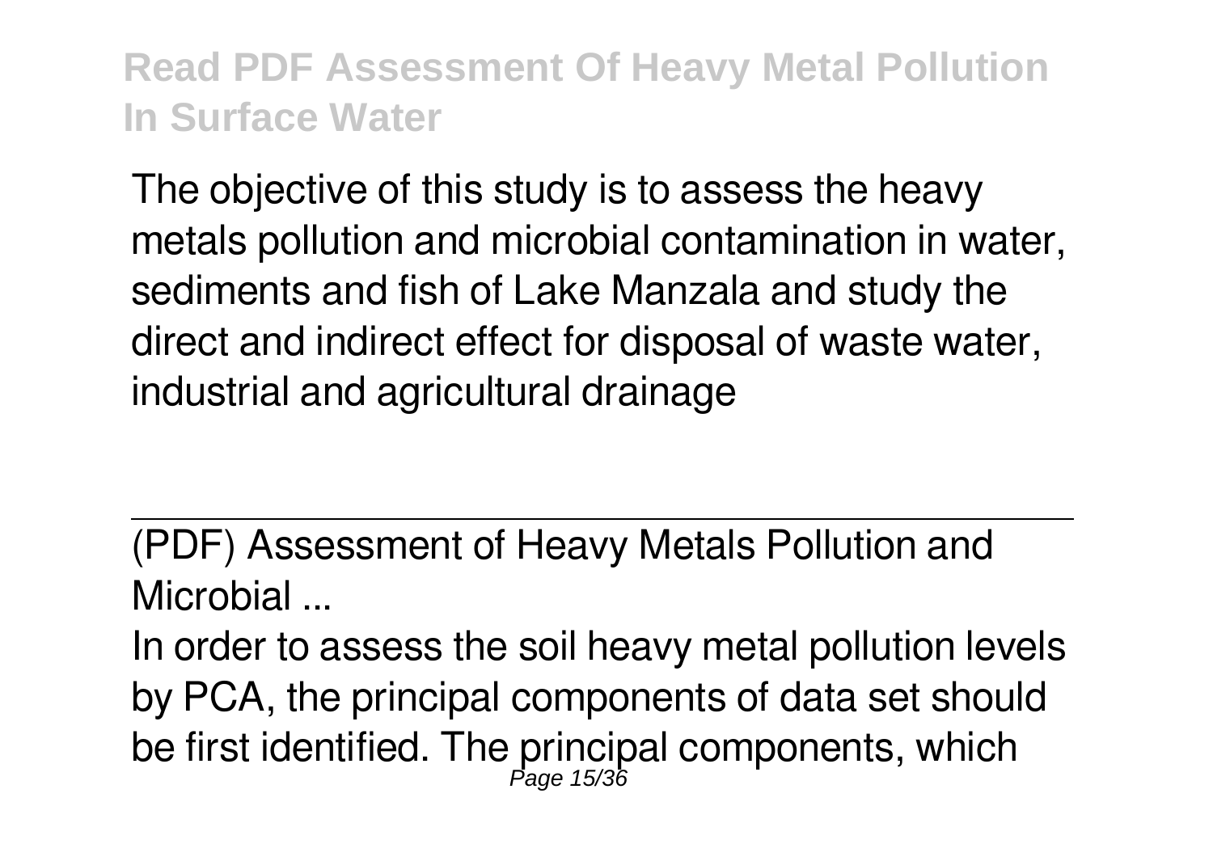The objective of this study is to assess the heavy metals pollution and microbial contamination in water, sediments and fish of Lake Manzala and study the direct and indirect effect for disposal of waste water, industrial and agricultural drainage

(PDF) Assessment of Heavy Metals Pollution and Microbial ...

In order to assess the soil heavy metal pollution levels by PCA, the principal components of data set should be first identified. The principal components, which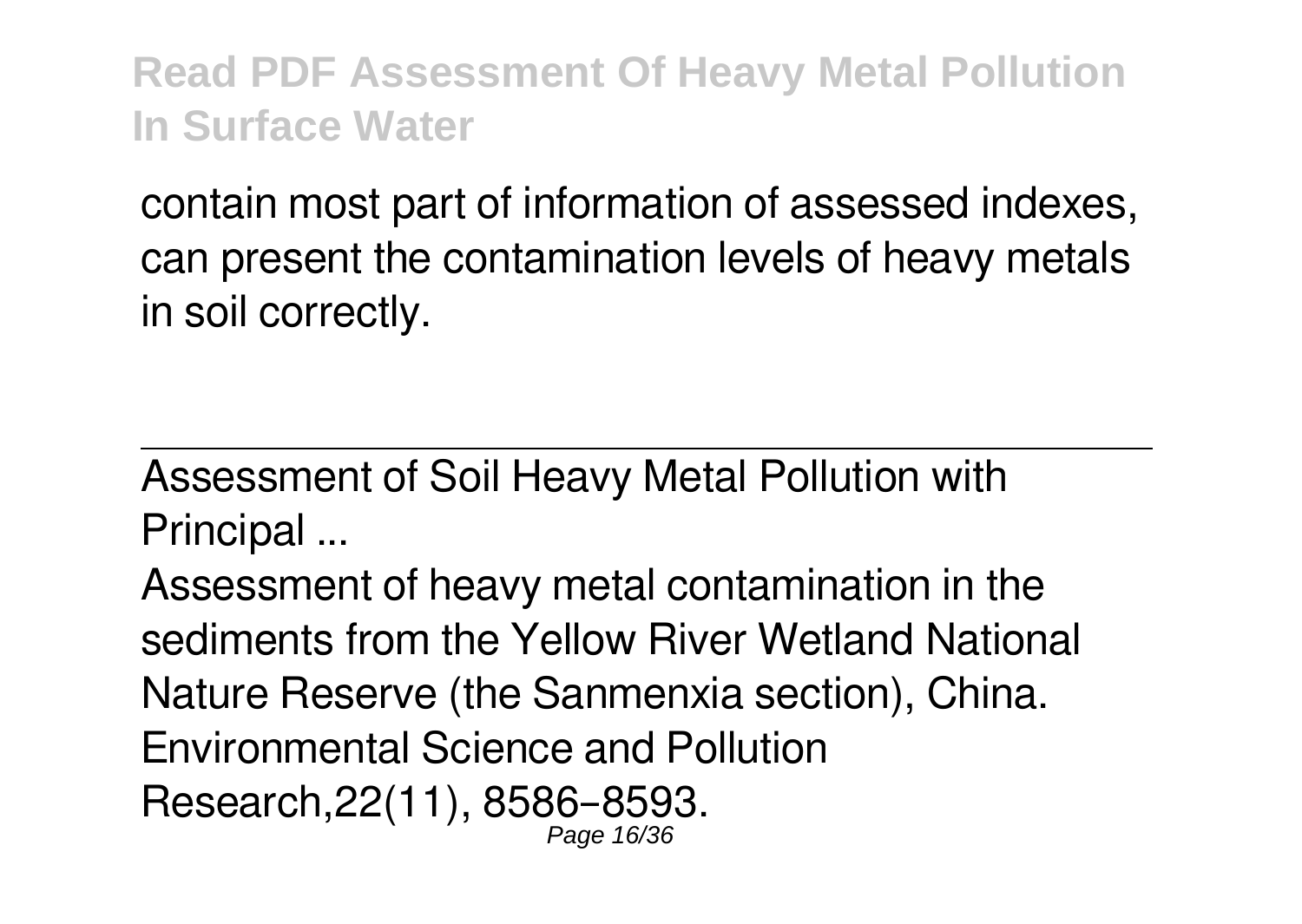contain most part of information of assessed indexes, can present the contamination levels of heavy metals in soil correctly.

---

Assessment of Soil Heavy Metal Pollution with Principal ...

Assessment of heavy metal contamination in the sediments from the Yellow River Wetland National Nature Reserve (the Sanmenxia section), China. Environmental Science and Pollution Research,22(11), 8586–8593.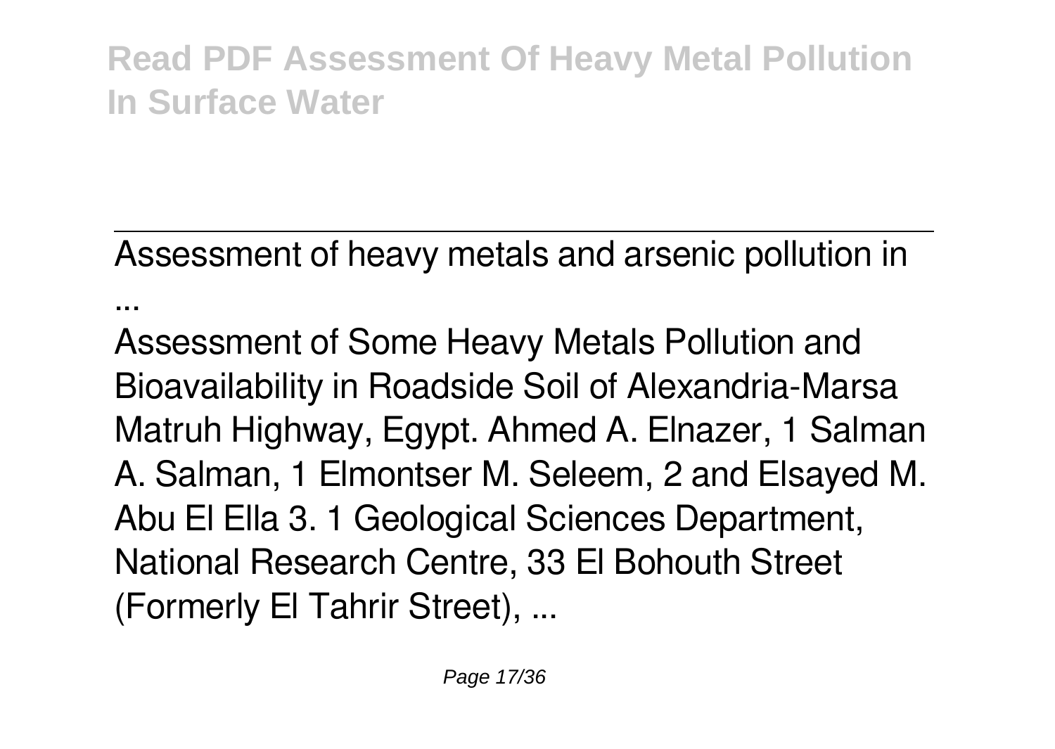Assessment of heavy metals and arsenic pollution in ...

Assessment of Some Heavy Metals Pollution and Bioavailability in Roadside Soil of Alexandria-Marsa Matruh Highway, Egypt. Ahmed A. Elnazer, 1 Salman A. Salman, 1 Elmontser M. Seleem, 2 and Elsayed M. Abu El Ella 3. 1 Geological Sciences Department, National Research Centre, 33 El Bohouth Street (Formerly El Tahrir Street), ...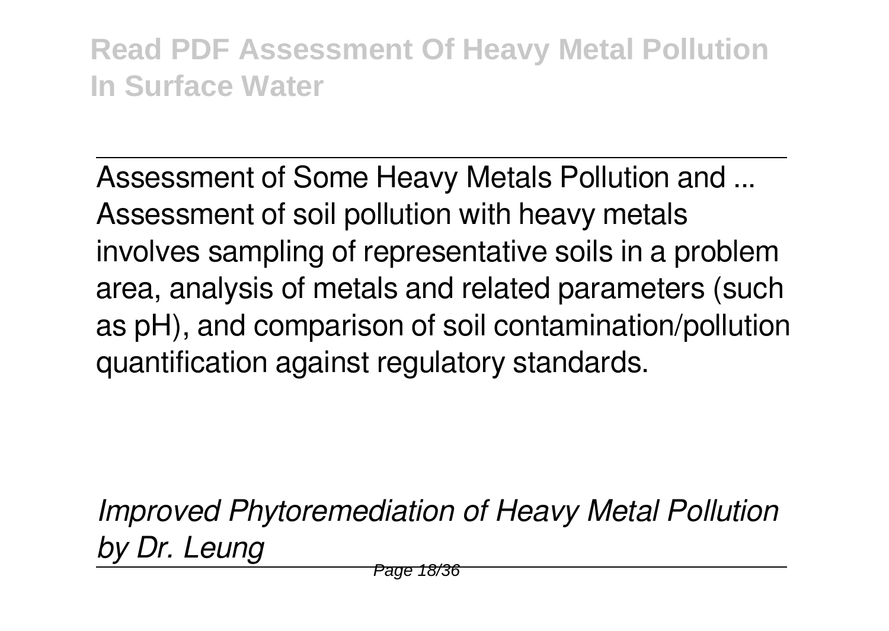Assessment of Some Heavy Metals Pollution and ...
Assessment of soil pollution with heavy metals involves sampling of representative soils in a problem area, analysis of metals and related parameters (such as pH), and comparison of soil contamination/pollution quantification against regulatory standards.

*Improved Phytoremediation of Heavy Metal Pollution by Dr. Leung*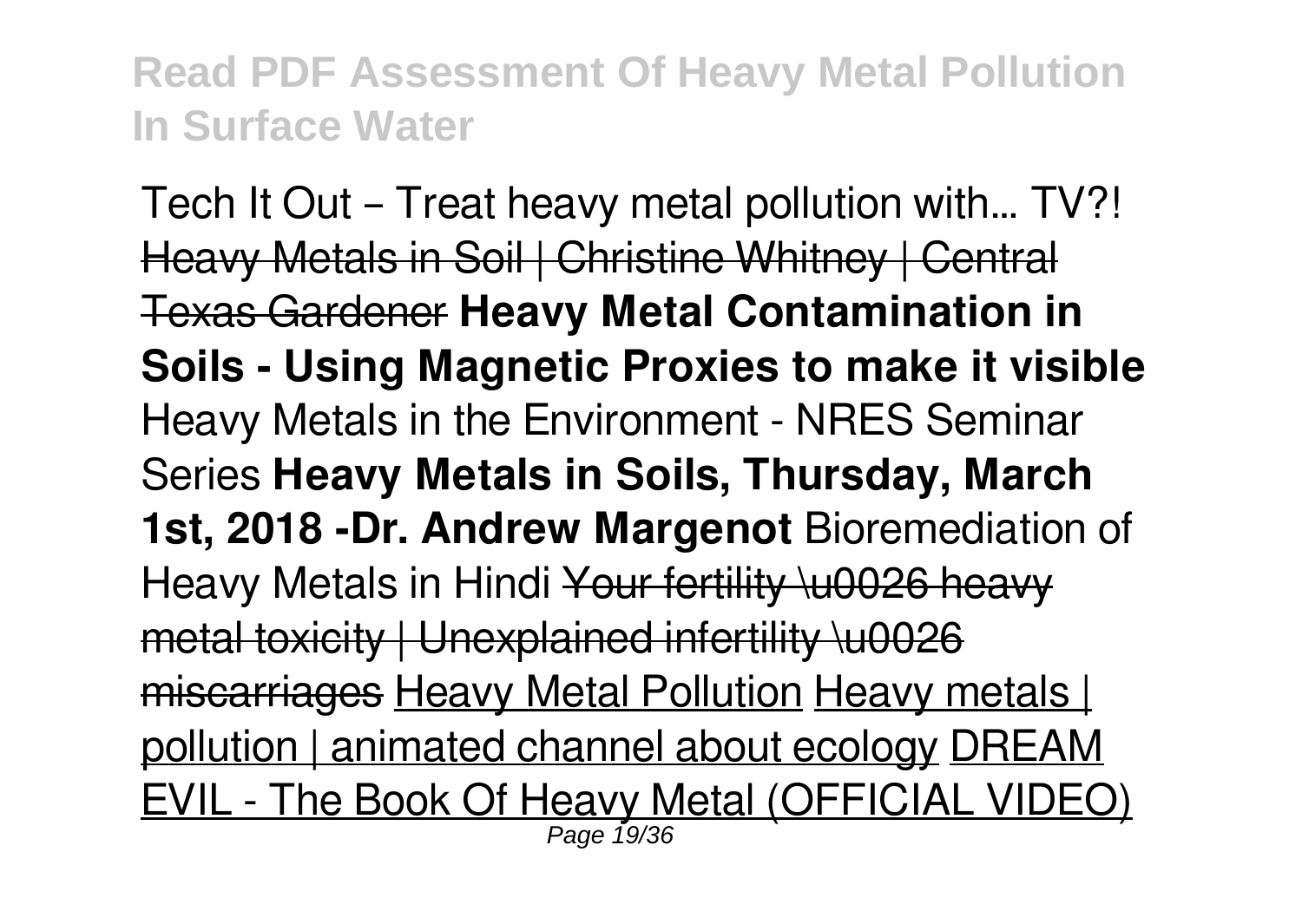Tech It Out – Treat heavy metal pollution with... TV?! ~~Heavy Metals in Soil | Christine Whitney | Central Texas Gardener~~ **Heavy Metal Contamination in Soils - Using Magnetic Proxies to make it visible** Heavy Metals in the Environment - NRES Seminar Series **Heavy Metals in Soils, Thursday, March 1st, 2018 -Dr. Andrew Margenot** Bioremediation of Heavy Metals in Hindi ~~Your fertility \u0026 heavy metal toxicity | Unexplained infertility \u0026 miscarriages~~ Heavy Metal Pollution Heavy metals | pollution | animated channel about ecology DREAM EVIL - The Book Of Heavy Metal (OFFICIAL VIDEO)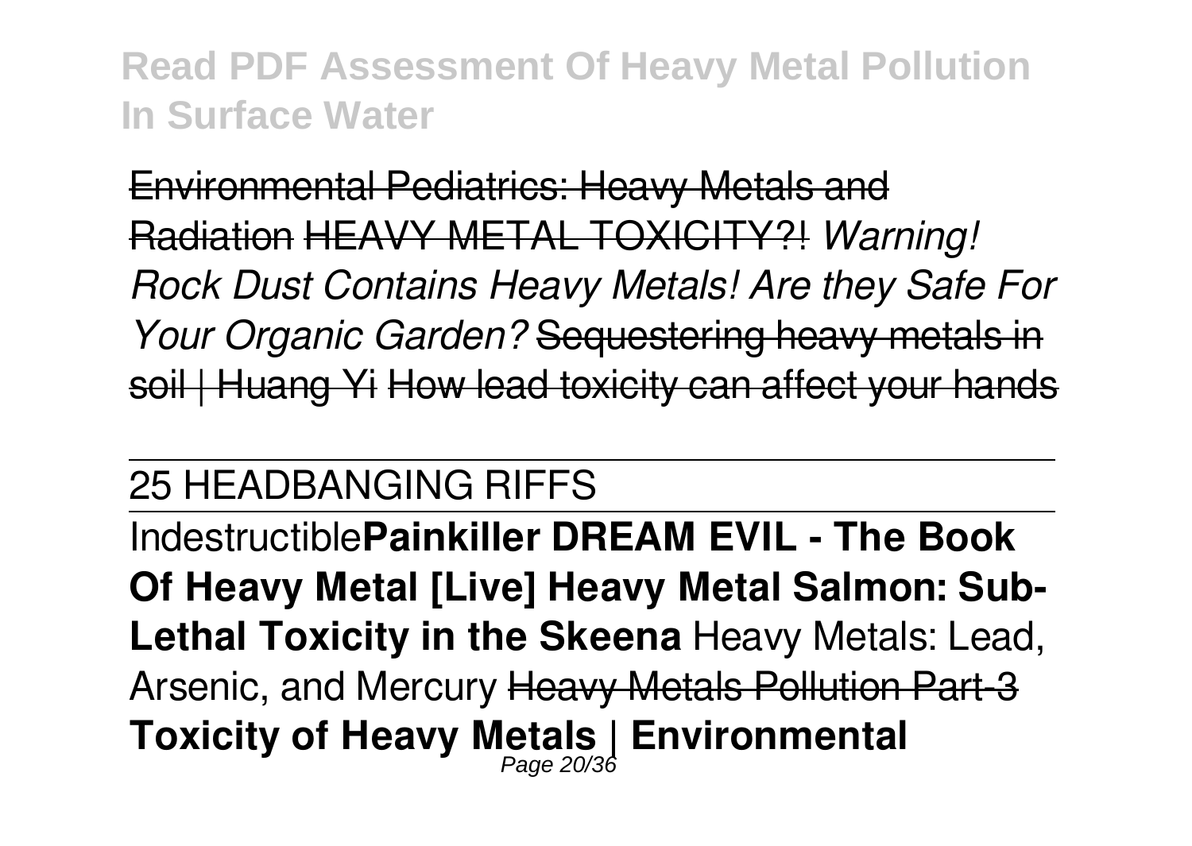Environmental Pediatrics: Heavy Metals and Radiation HEAVY METAL TOXICITY?! *Warning! Rock Dust Contains Heavy Metals! Are they Safe For Your Organic Garden?* Sequestering heavy metals in soil | Huang Yi How lead toxicity can affect your hands

25 HEADBANGING RIFFS

Indestructible**Painkiller DREAM EVIL - The Book Of Heavy Metal [Live] Heavy Metal Salmon: Sub-Lethal Toxicity in the Skeena** Heavy Metals: Lead, Arsenic, and Mercury Heavy Metals Pollution Part-3 **Toxicity of Heavy Metals | Environmental**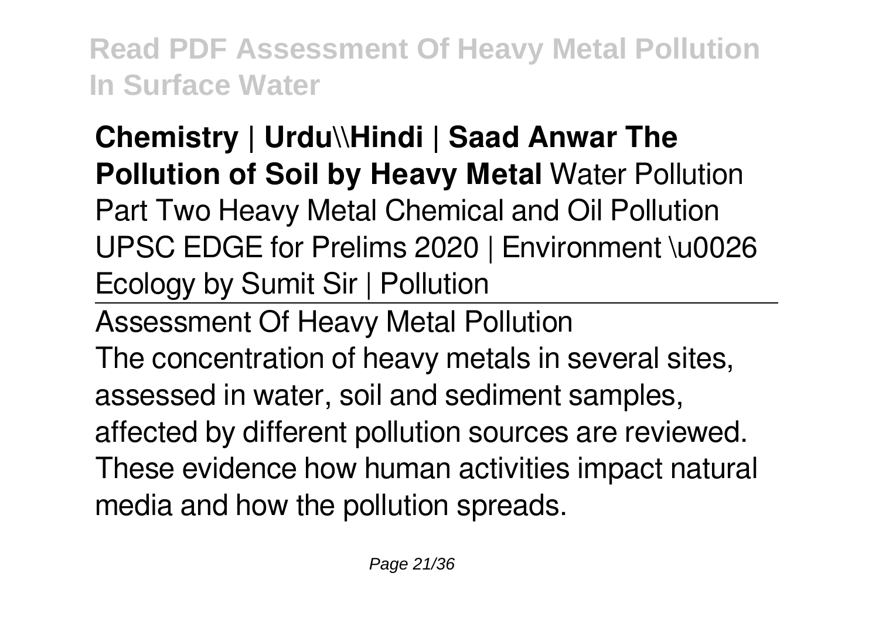**Chemistry | Urdu\\Hindi | Saad Anwar The Pollution of Soil by Heavy Metal** Water Pollution Part Two Heavy Metal Chemical and Oil Pollution UPSC EDGE for Prelims 2020 | Environment \u0026 Ecology by Sumit Sir | Pollution

Assessment Of Heavy Metal Pollution

The concentration of heavy metals in several sites, assessed in water, soil and sediment samples, affected by different pollution sources are reviewed. These evidence how human activities impact natural media and how the pollution spreads.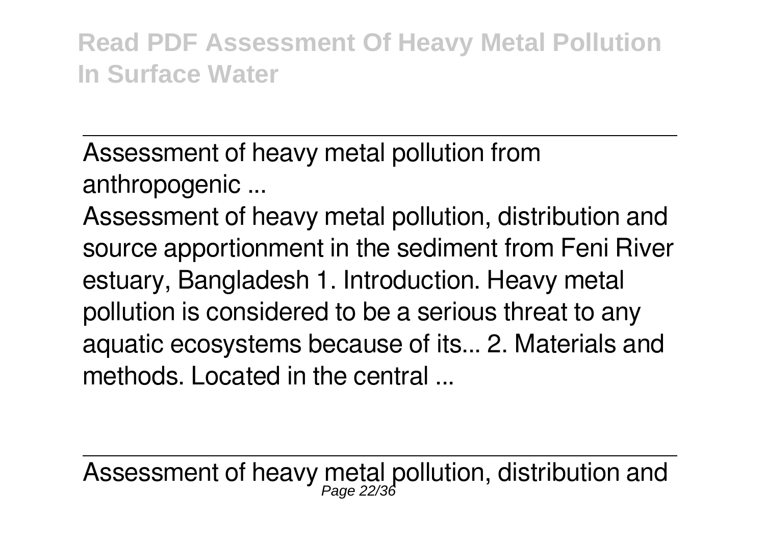Assessment of heavy metal pollution from anthropogenic ...

Assessment of heavy metal pollution, distribution and source apportionment in the sediment from Feni River estuary, Bangladesh 1. Introduction. Heavy metal pollution is considered to be a serious threat to any aquatic ecosystems because of its... 2. Materials and methods. Located in the central ...

Assessment of heavy metal pollution, distribution and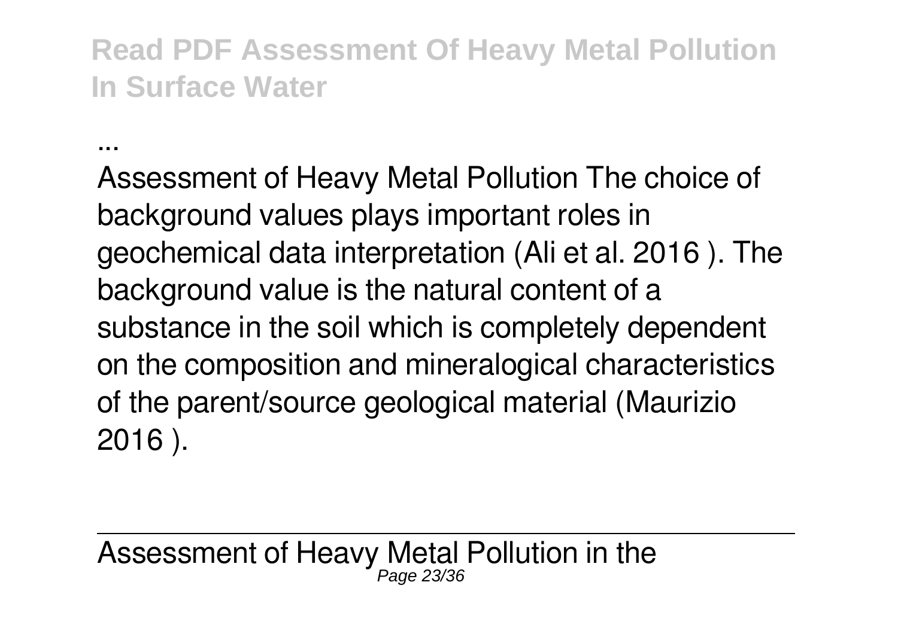...

Assessment of Heavy Metal Pollution The choice of background values plays important roles in geochemical data interpretation (Ali et al. 2016 ). The background value is the natural content of a substance in the soil which is completely dependent on the composition and mineralogical characteristics of the parent/source geological material (Maurizio 2016 ).

---

Assessment of Heavy Metal Pollution in the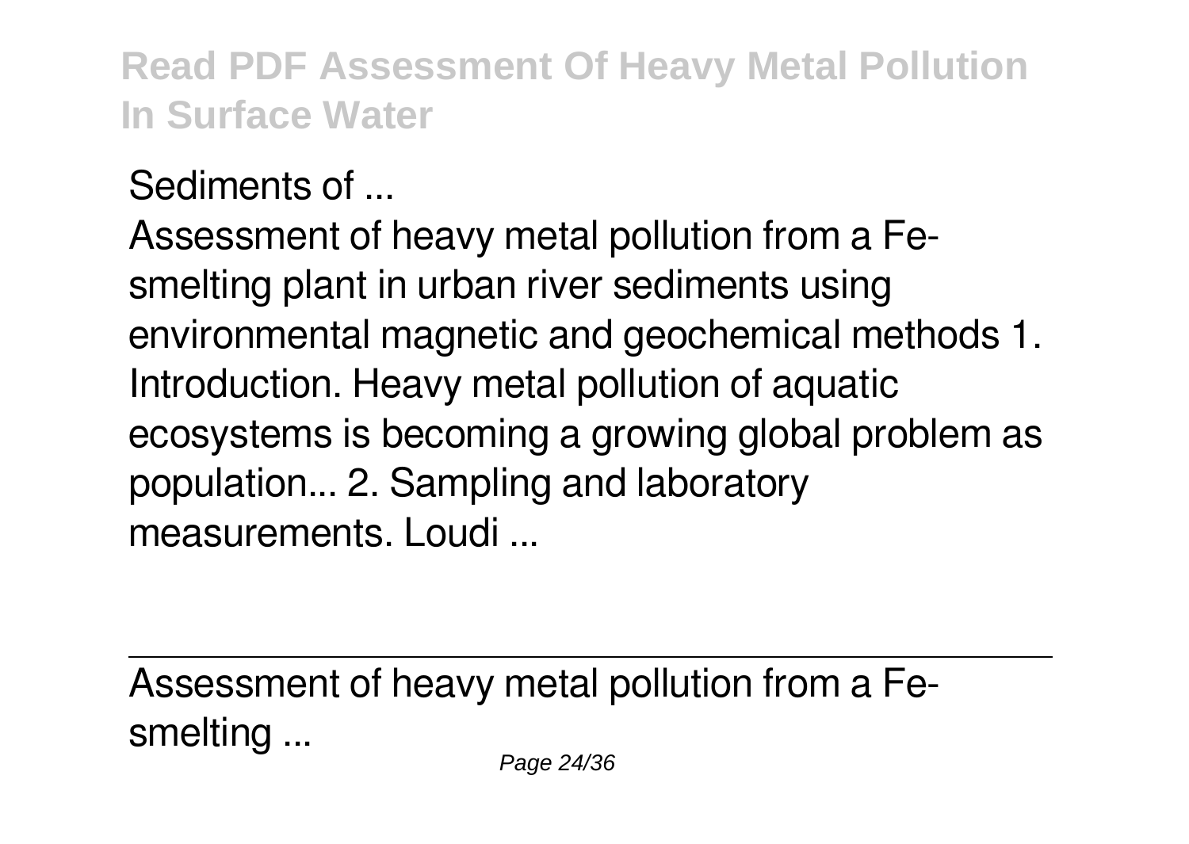Sediments of ...

Assessment of heavy metal pollution from a Fe-smelting plant in urban river sediments using environmental magnetic and geochemical methods 1. Introduction. Heavy metal pollution of aquatic ecosystems is becoming a growing global problem as population... 2. Sampling and laboratory measurements. Loudi ...

---

Assessment of heavy metal pollution from a Fe-smelting ...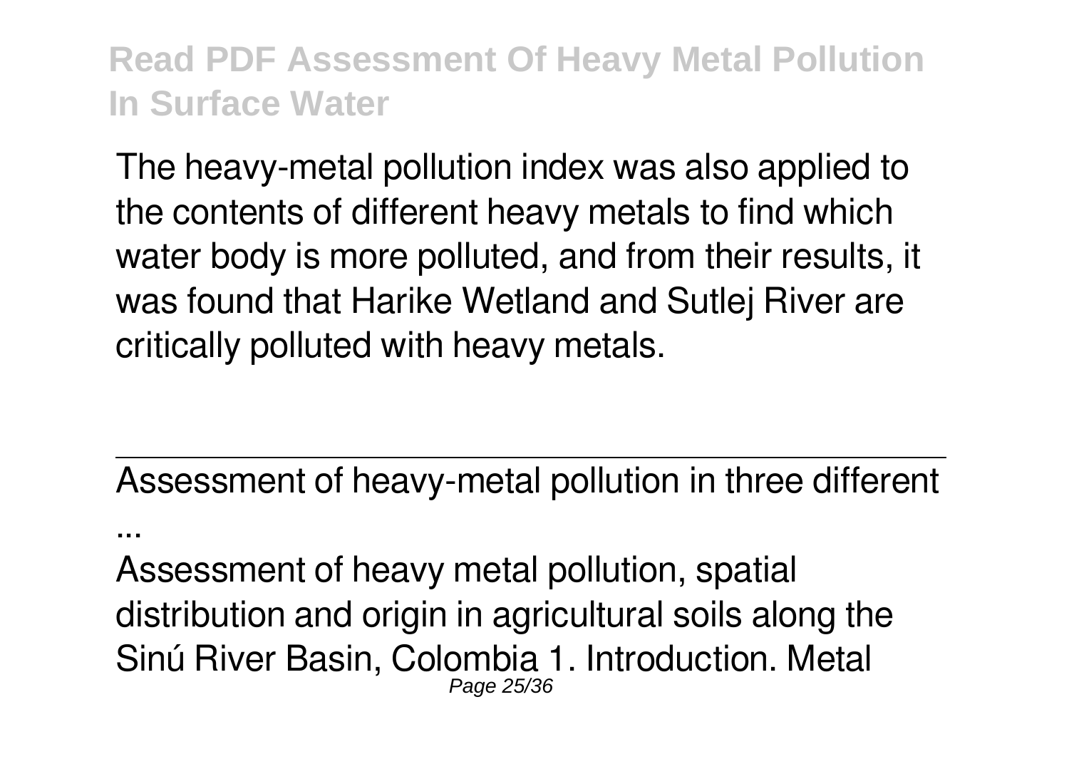The heavy-metal pollution index was also applied to the contents of different heavy metals to find which water body is more polluted, and from their results, it was found that Harike Wetland and Sutlej River are critically polluted with heavy metals.

---

Assessment of heavy-metal pollution in three different ...

Assessment of heavy metal pollution, spatial distribution and origin in agricultural soils along the Sinú River Basin, Colombia 1. Introduction. Metal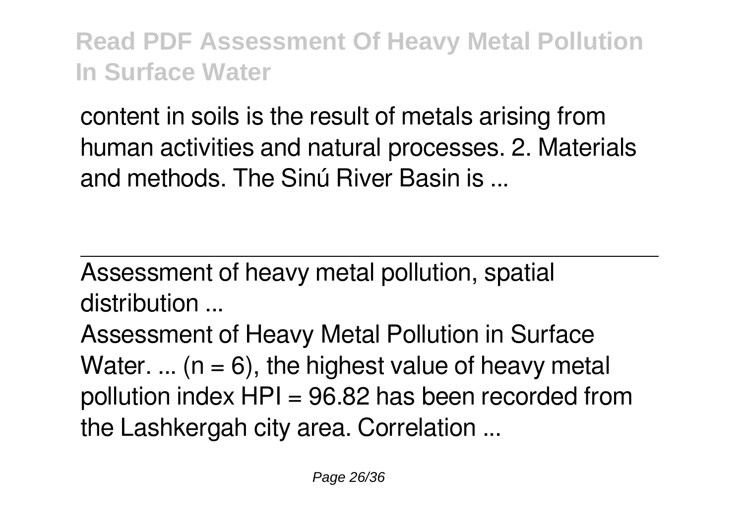content in soils is the result of metals arising from human activities and natural processes. 2. Materials and methods. The Sinú River Basin is ...

---

Assessment of heavy metal pollution, spatial distribution ...

Assessment of Heavy Metal Pollution in Surface Water. ... ($n = 6$), the highest value of heavy metal pollution index HPI = 96.82 has been recorded from the Lashkergah city area. Correlation ...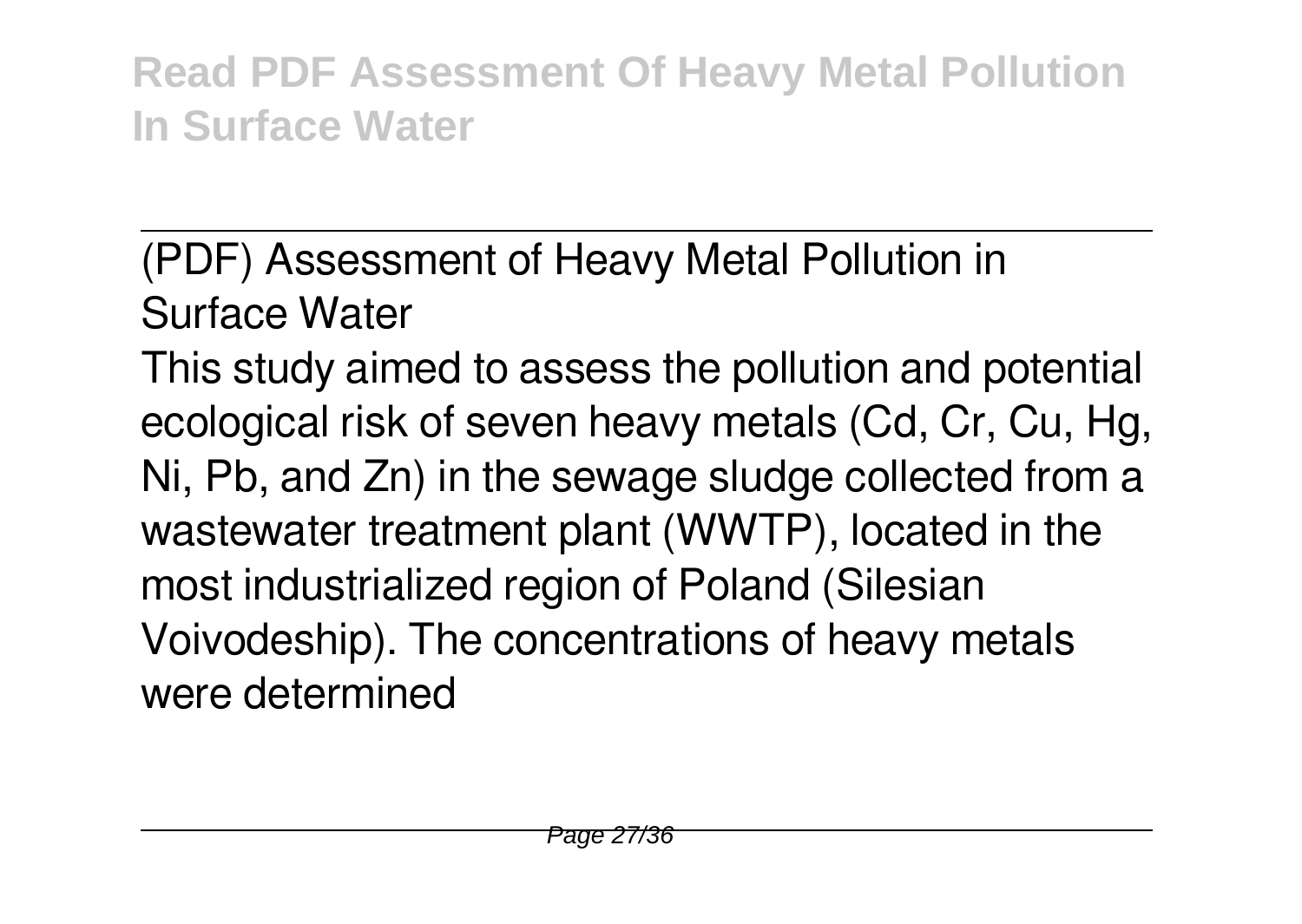(PDF) Assessment of Heavy Metal Pollution in Surface Water

This study aimed to assess the pollution and potential ecological risk of seven heavy metals (Cd, Cr, Cu, Hg, Ni, Pb, and Zn) in the sewage sludge collected from a wastewater treatment plant (WWTP), located in the most industrialized region of Poland (Silesian Voivodeship). The concentrations of heavy metals were determined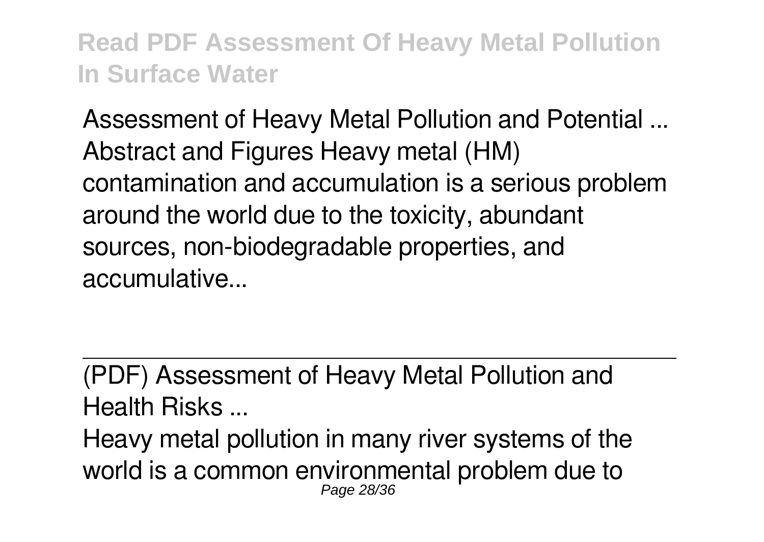Assessment of Heavy Metal Pollution and Potential ...
Abstract and Figures Heavy metal (HM) contamination and accumulation is a serious problem around the world due to the toxicity, abundant sources, non-biodegradable properties, and accumulative...

(PDF) Assessment of Heavy Metal Pollution and Health Risks ...

Heavy metal pollution in many river systems of the world is a common environmental problem due to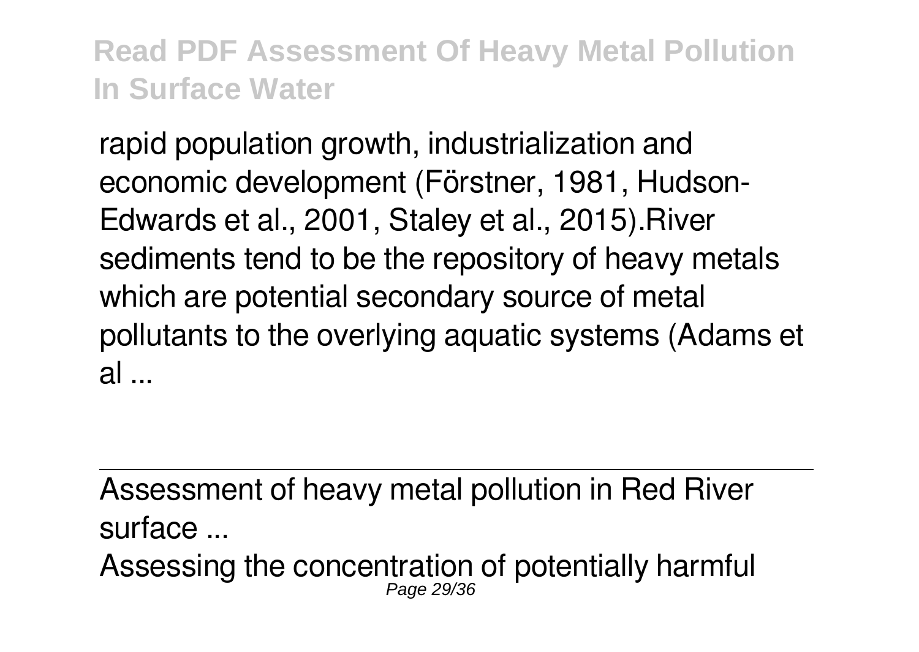rapid population growth, industrialization and economic development (Förstner, 1981, Hudson-Edwards et al., 2001, Staley et al., 2015).River sediments tend to be the repository of heavy metals which are potential secondary source of metal pollutants to the overlying aquatic systems (Adams et al ...

---

Assessment of heavy metal pollution in Red River surface ...

Assessing the concentration of potentially harmful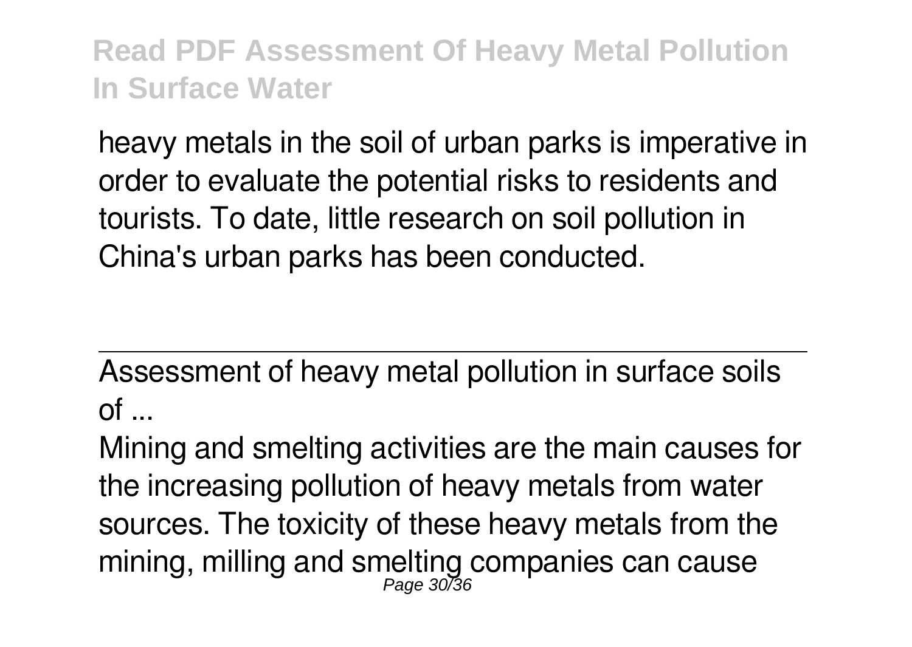heavy metals in the soil of urban parks is imperative in order to evaluate the potential risks to residents and tourists. To date, little research on soil pollution in China's urban parks has been conducted.

Assessment of heavy metal pollution in surface soils of ...

Mining and smelting activities are the main causes for the increasing pollution of heavy metals from water sources. The toxicity of these heavy metals from the mining, milling and smelting companies can cause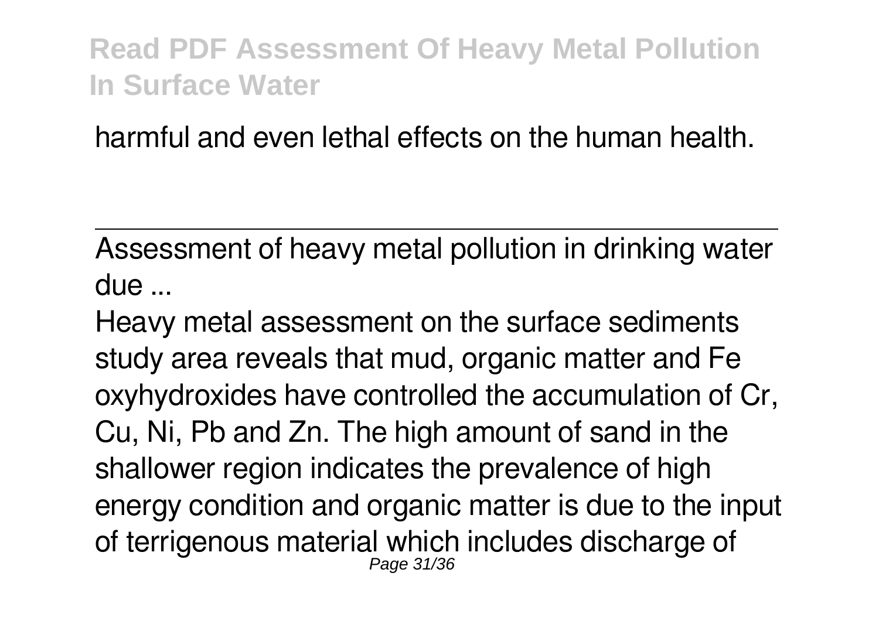harmful and even lethal effects on the human health.

---

Assessment of heavy metal pollution in drinking water due ...

Heavy metal assessment on the surface sediments study area reveals that mud, organic matter and Fe oxyhydroxides have controlled the accumulation of Cr, Cu, Ni, Pb and Zn. The high amount of sand in the shallower region indicates the prevalence of high energy condition and organic matter is due to the input of terrigenous material which includes discharge of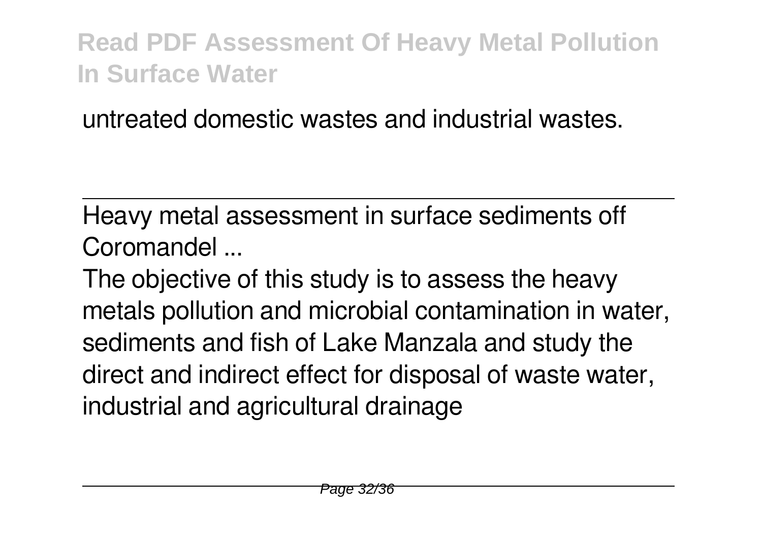untreated domestic wastes and industrial wastes.

---

Heavy metal assessment in surface sediments off Coromandel ...

The objective of this study is to assess the heavy metals pollution and microbial contamination in water, sediments and fish of Lake Manzala and study the direct and indirect effect for disposal of waste water, industrial and agricultural drainage

---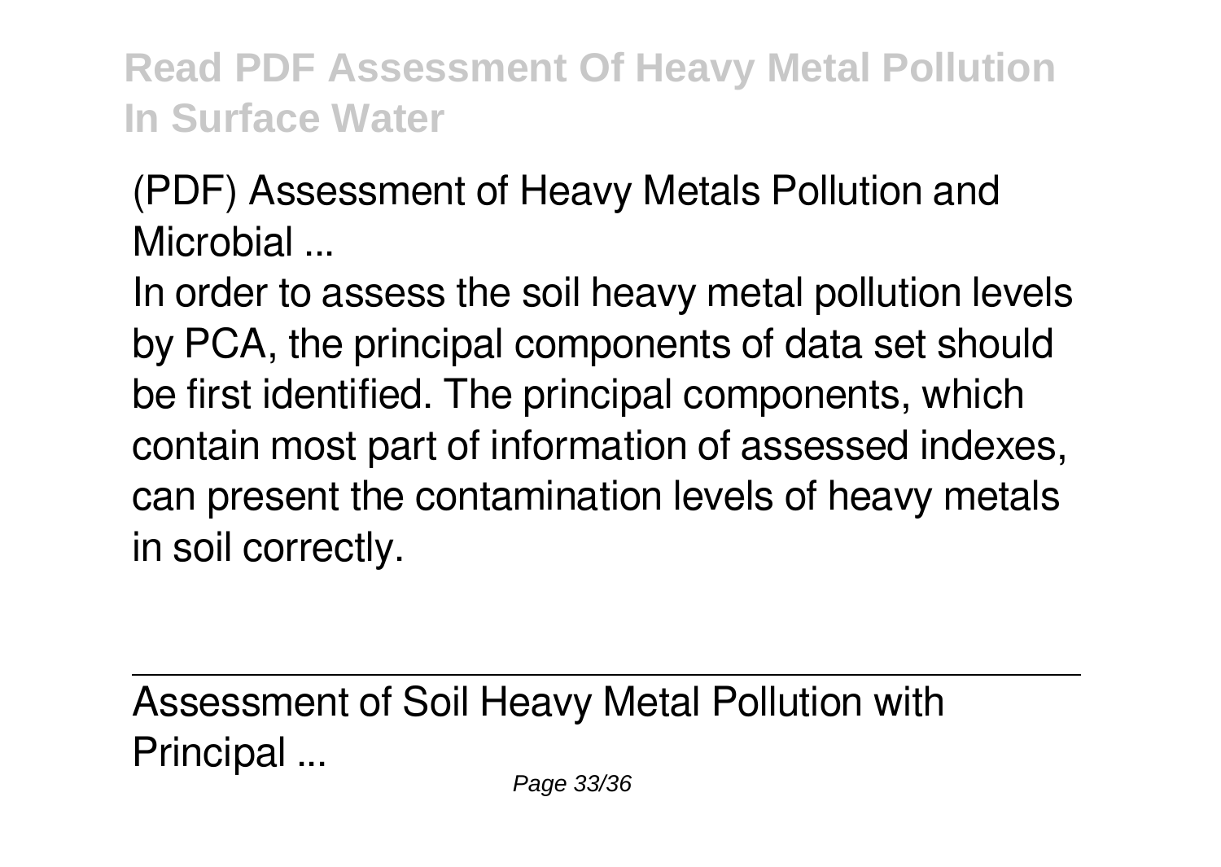(PDF) Assessment of Heavy Metals Pollution and Microbial ...

In order to assess the soil heavy metal pollution levels by PCA, the principal components of data set should be first identified. The principal components, which contain most part of information of assessed indexes, can present the contamination levels of heavy metals in soil correctly.

---

Assessment of Soil Heavy Metal Pollution with Principal ...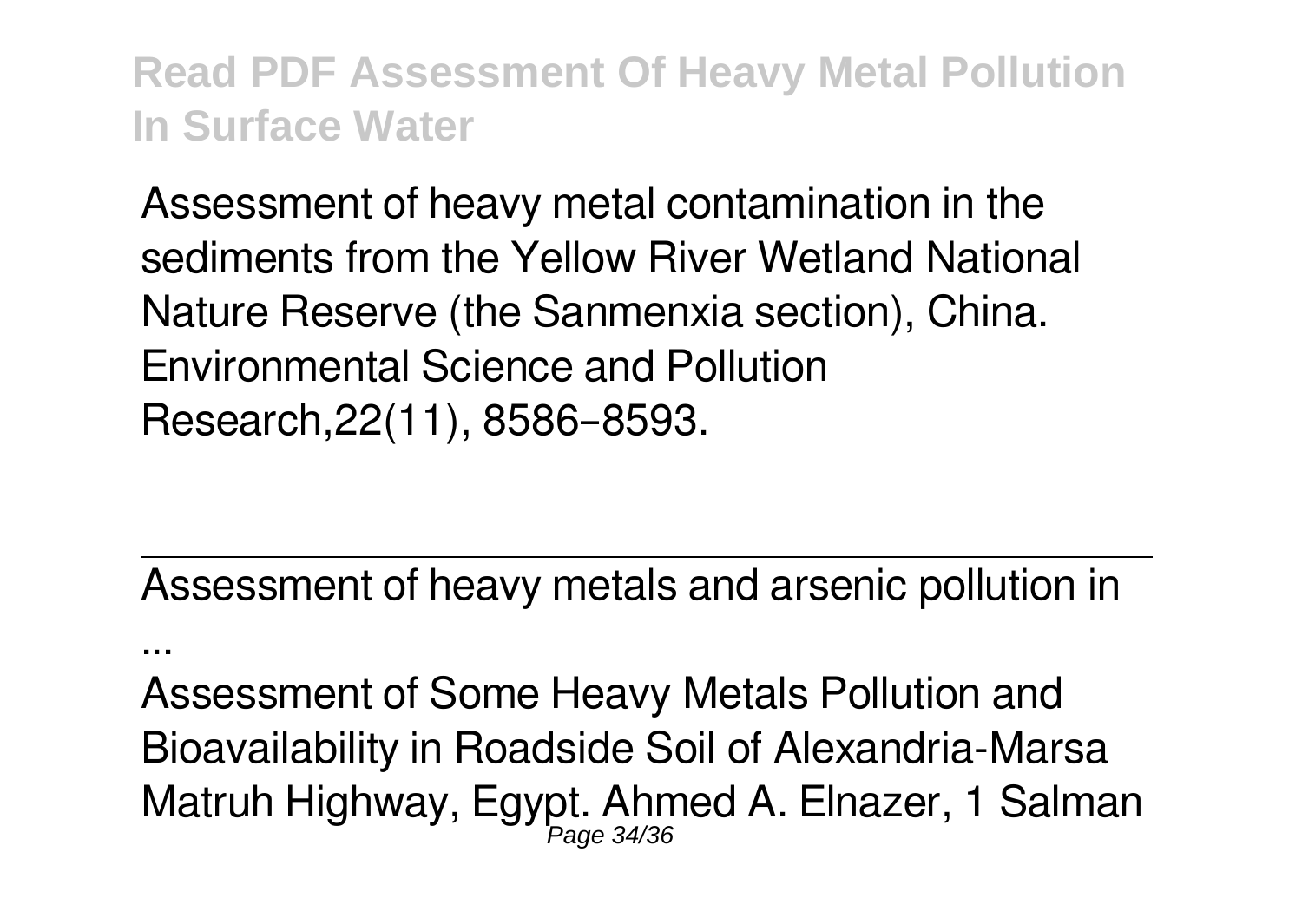Assessment of heavy metal contamination in the sediments from the Yellow River Wetland National Nature Reserve (the Sanmenxia section), China. Environmental Science and Pollution Research,22(11), 8586–8593.

---

Assessment of heavy metals and arsenic pollution in ...

Assessment of Some Heavy Metals Pollution and Bioavailability in Roadside Soil of Alexandria-Marsa Matruh Highway, Egypt. Ahmed A. Elnazer, 1 Salman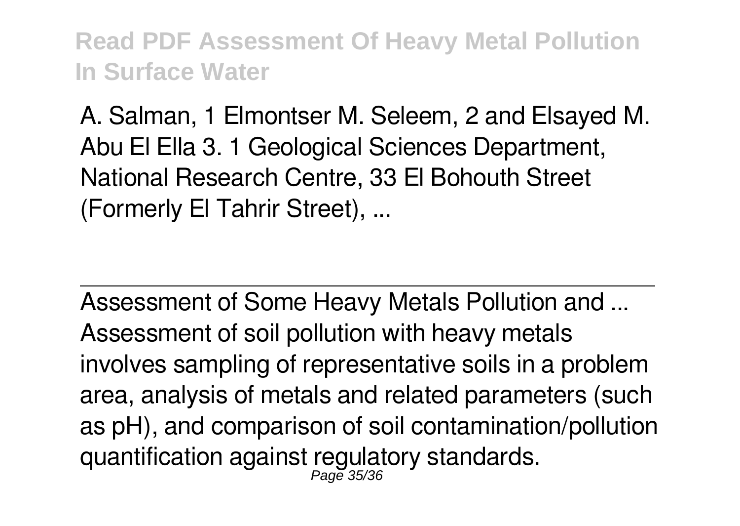A. Salman, 1 Elmontser M. Seleem, 2 and Elsayed M. Abu El Ella 3. 1 Geological Sciences Department, National Research Centre, 33 El Bohouth Street (Formerly El Tahrir Street), ...

---

Assessment of Some Heavy Metals Pollution and ...

Assessment of soil pollution with heavy metals involves sampling of representative soils in a problem area, analysis of metals and related parameters (such as pH), and comparison of soil contamination/pollution quantification against regulatory standards.